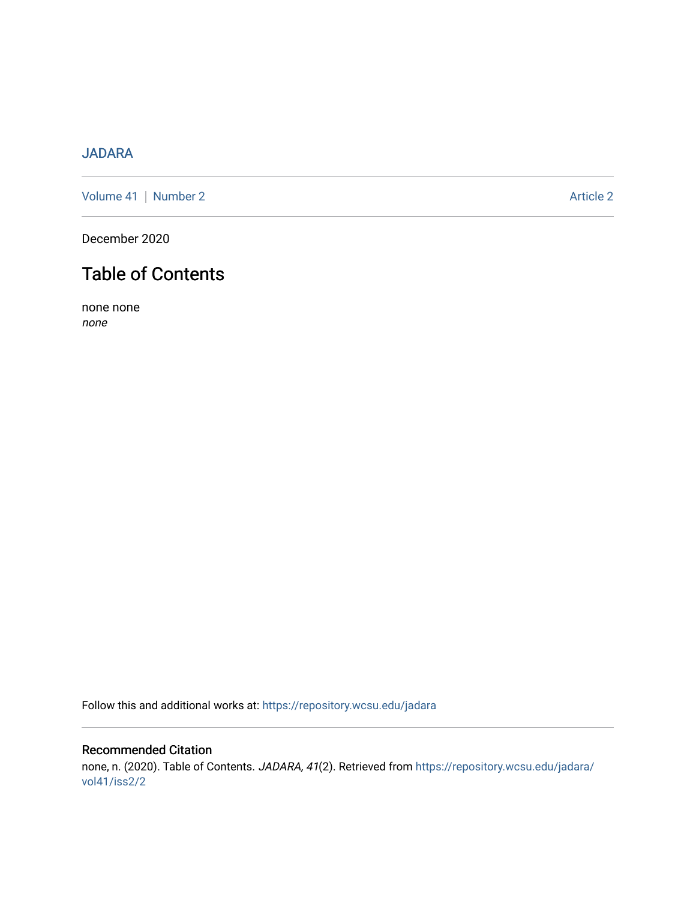JADARA

Volume 41 | Number 2 Article 2

December 2020

# Table of Contents

none none
*none*

Follow this and additional works at: https://repository.wcsu.edu/jadara

## Recommended Citation

none, n. (2020). Table of Contents. *JADARA, 41*(2). Retrieved from https://repository.wcsu.edu/jadara/vol41/iss2/2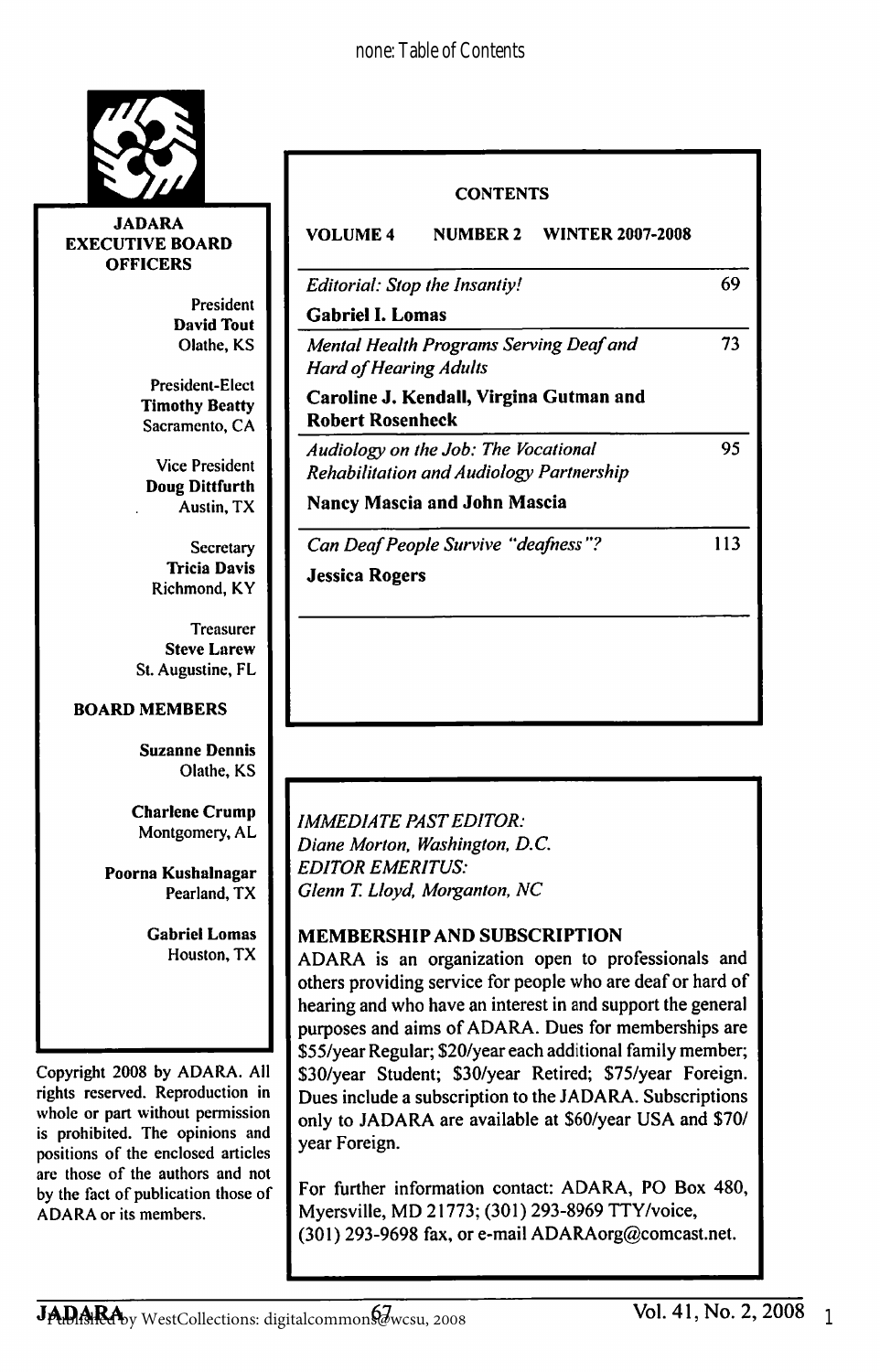**JADARA**
**EXECUTIVE BOARD**
**OFFICERS**

President
**David Tout**
Olathe, KS

President-Elect
**Timothy Beatty**
Sacramento, CA

Vice President
**Doug Dittfurth**
Austin, TX

Secretary
**Tricia Davis**
Richmond, KY

Treasurer
**Steve Larew**
St. Augustine, FL

**BOARD MEMBERS**

**Suzanne Dennis**
Olathe, KS

**Charlene Crump**
Montgomery, AL

**Poorna Kushalnagar**
Pearland, TX

**Gabriel Lomas**
Houston, TX

Copyright 2008 by ADARA. All rights reserved. Reproduction in whole or part without permission is prohibited. The opinions and positions of the enclosed articles are those of the authors and not by the fact of publication those of ADARA or its members.

## CONTENTS

**VOLUME 4 NUMBER 2 WINTER 2007-2008**

| | |
|---|---|
| *Editorial: Stop the Insantiy!* **Gabriel I. Lomas** | 69 |
| *Mental Health Programs Serving Deaf and Hard of Hearing Adults* **Caroline J. Kendall, Virgina Gutman and Robert Rosenheck** | 73 |
| *Audiology on the Job: The Vocational Rehabilitation and Audiology Partnership* **Nancy Mascia and John Mascia** | 95 |
| *Can Deaf People Survive "deafness"?* **Jessica Rogers** | 113 |

*IMMEDIATE PAST EDITOR:*
*Diane Morton, Washington, D.C.*
*EDITOR EMERITUS:*
*Glenn T. Lloyd, Morganton, NC*

**MEMBERSHIP AND SUBSCRIPTION**

ADARA is an organization open to professionals and others providing service for people who are deaf or hard of hearing and who have an interest in and support the general purposes and aims of ADARA. Dues for memberships are $55/year Regular; $20/year each additional family member; $30/year Student; $30/year Retired; $75/year Foreign. Dues include a subscription to the JADARA. Subscriptions only to JADARA are available at $60/year USA and $70/year Foreign.

For further information contact: ADARA, PO Box 480, Myersville, MD 21773; (301) 293-8969 TTY/voice, (301) 293-9698 fax, or e-mail ADARAorg@comcast.net.